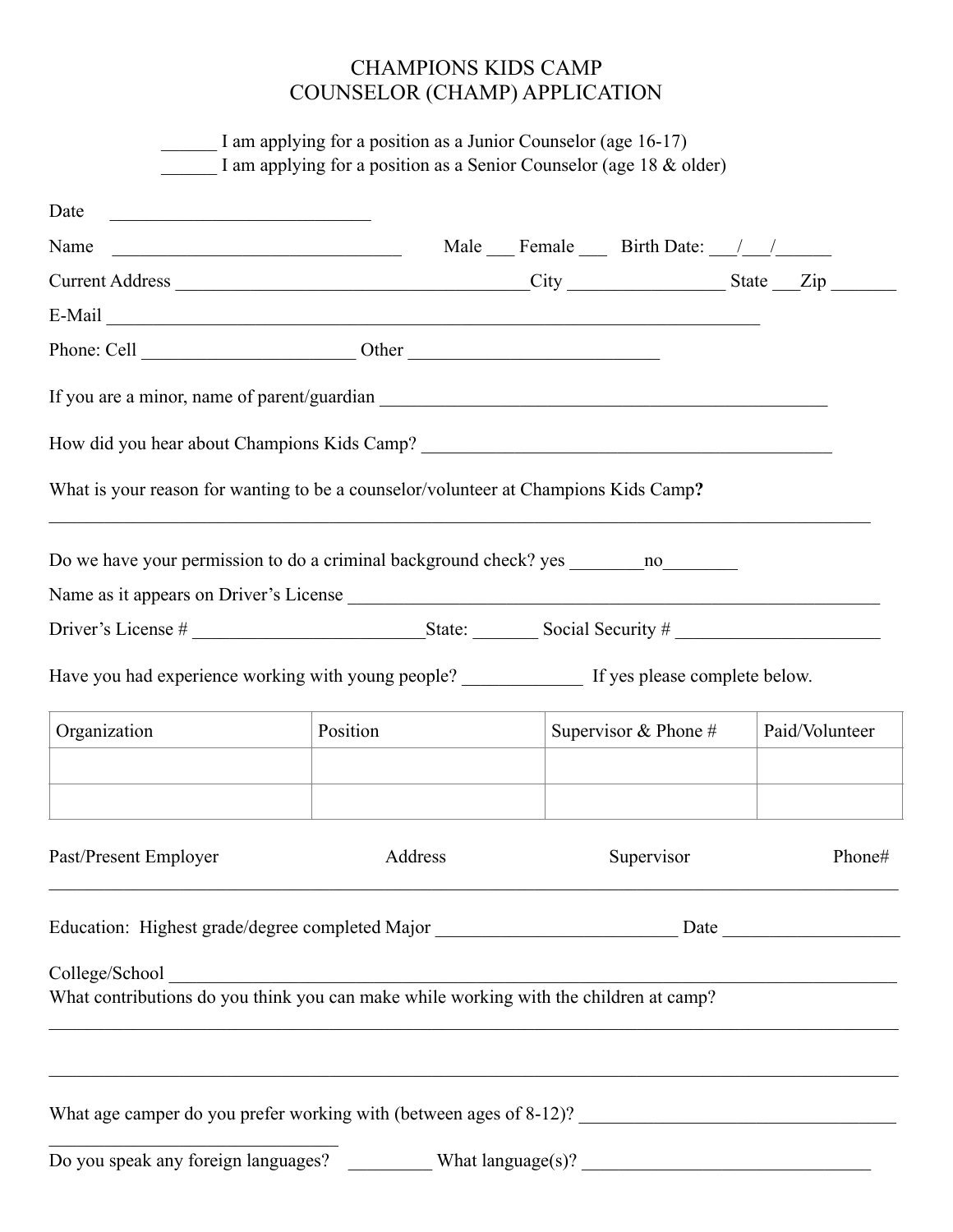# CHAMPIONS KIDS CAMP
# COUNSELOR (CHAMP) APPLICATION

______ I am applying for a position as a Junior Counselor (age 16-17)
______ I am applying for a position as a Senior Counselor (age 18 & older)

Date ____________________________

Name ________________________________ Male ___ Female ___ Birth Date: ___/___/______

Current Address _______________________________________City _________________ State ___Zip _______

E-Mail ________________________________________________________________________

Phone: Cell ________________________ Other ____________________________

If you are a minor, name of parent/guardian _________________________________________________

How did you hear about Champions Kids Camp? ____________________________________________

What is your reason for wanting to be a counselor/volunteer at Champions Kids Camp**?**

_____________________________________________________________________________________________

Do we have your permission to do a criminal background check? yes ________no________

Name as it appears on Driver's License __________________________________________________________

Driver's License # _________________________State: _______ Social Security # ______________________

Have you had experience working with young people? _____________ If yes please complete below.

| Organization | Position | Supervisor & Phone # | Paid/Volunteer |
|---|---|---|---|
| | | | |
| | | | |

Past/Present Employer Address Supervisor Phone#

_____________________________________________________________________________________________

Education: Highest grade/degree completed Major __________________________ Date ___________________

College/School _______________________________________________________________________________

What contributions do you think you can make while working with the children at camp?

_____________________________________________________________________________________________

_____________________________________________________________________________________________

What age camper do you prefer working with (between ages of 8-12)? __________________________________

________________________________

Do you speak any foreign languages? _________ What language(s)? _______________________________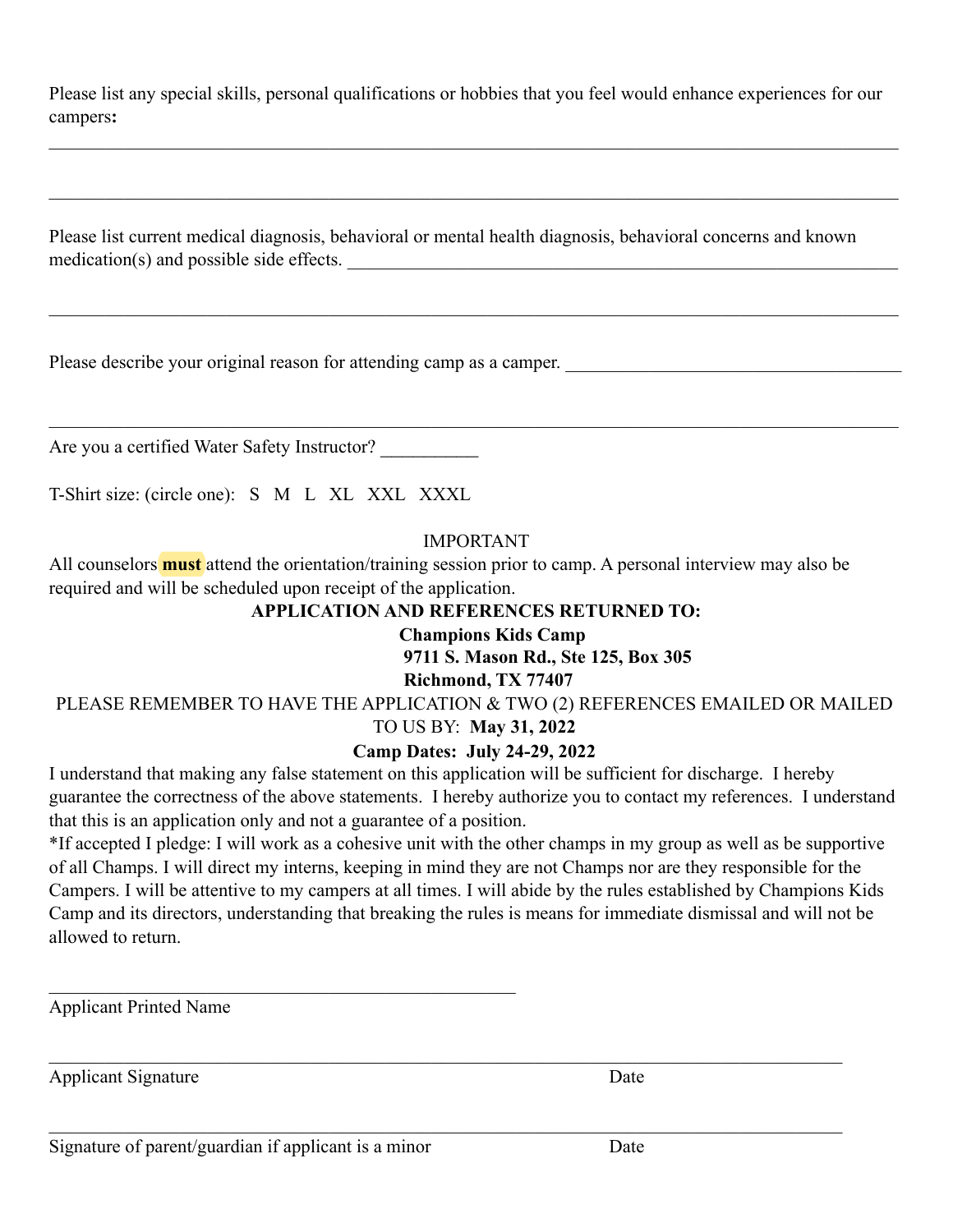Please list any special skills, personal qualifications or hobbies that you feel would enhance experiences for our campers**:**

_______________________________________________________________________________________

_______________________________________________________________________________________

Please list current medical diagnosis, behavioral or mental health diagnosis, behavioral concerns and known medication(s) and possible side effects. ______________________________________________________________

_______________________________________________________________________________________

Please describe your original reason for attending camp as a camper. ____________________________________

_______________________________________________________________________________________

Are you a certified Water Safety Instructor? __________

T-Shirt size: (circle one): S M L XL XXL XXXL

IMPORTANT

All counselors **must** attend the orientation/training session prior to camp. A personal interview may also be required and will be scheduled upon receipt of the application.

**APPLICATION AND REFERENCES RETURNED TO:**

**Champions Kids Camp**

**9711 S. Mason Rd., Ste 125, Box 305**

**Richmond, TX 77407**

PLEASE REMEMBER TO HAVE THE APPLICATION & TWO (2) REFERENCES EMAILED OR MAILED TO US BY: **May 31, 2022**

**Camp Dates: July 24-29, 2022**

I understand that making any false statement on this application will be sufficient for discharge. I hereby guarantee the correctness of the above statements. I hereby authorize you to contact my references. I understand that this is an application only and not a guarantee of a position.

*If accepted I pledge: I will work as a cohesive unit with the other champs in my group as well as be supportive of all Champs. I will direct my interns, keeping in mind they are not Champs nor are they responsible for the Campers. I will be attentive to my campers at all times. I will abide by the rules established by Champions Kids Camp and its directors, understanding that breaking the rules is means for immediate dismissal and will not be allowed to return.

_____________________________________________

Applicant Printed Name

_____________________________________________________________________________

Applicant Signature Date

_____________________________________________________________________________

Signature of parent/guardian if applicant is a minor Date